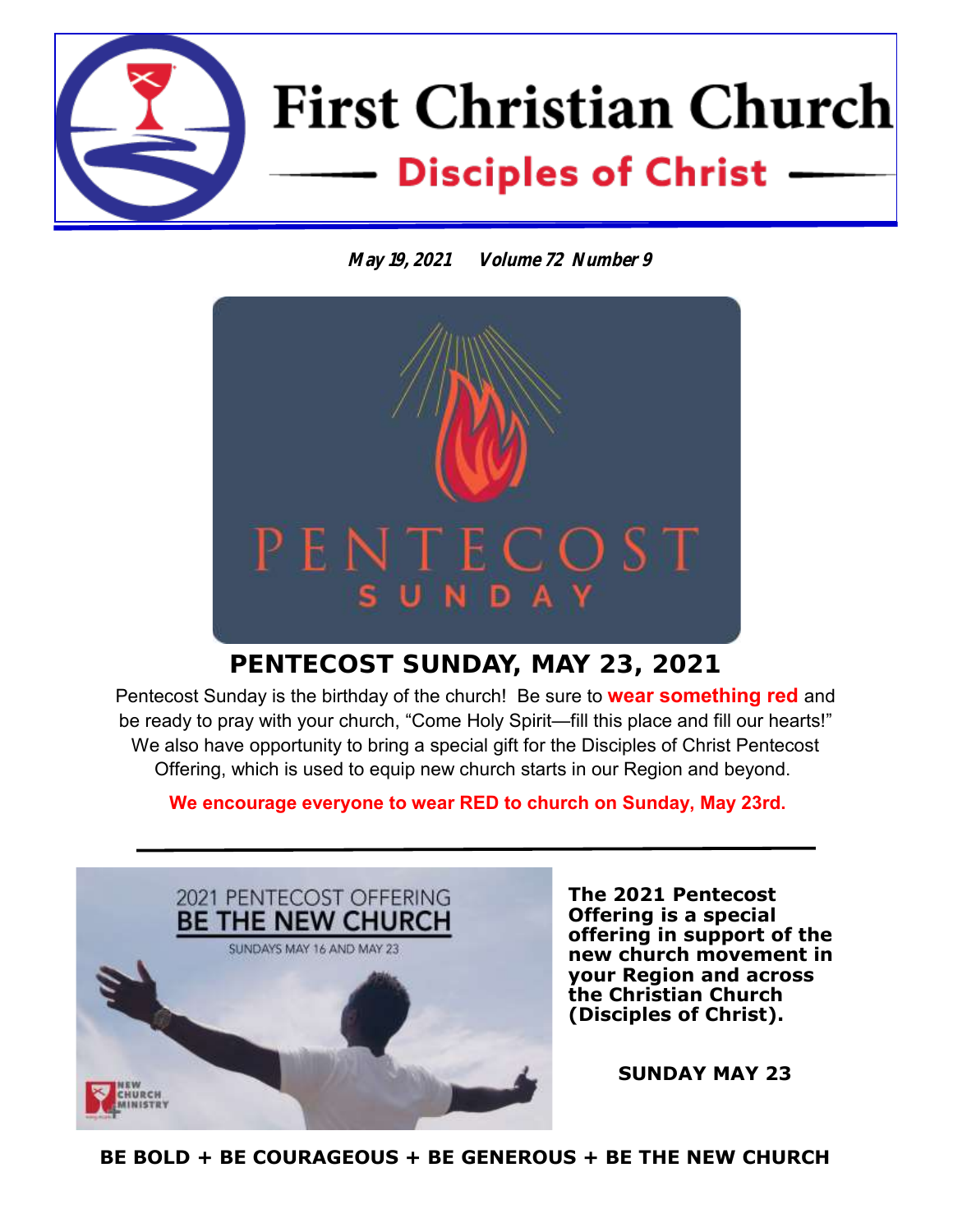# First Christian Church

## Disciples of Christ

***May 19, 2021    Volume 72 Number 9***

## PENTECOST SUNDAY, MAY 23, 2021

Pentecost Sunday is the birthday of the church! Be sure to **wear something red** and be ready to pray with your church, "Come Holy Spirit—fill this place and fill our hearts!" We also have opportunity to bring a special gift for the Disciples of Christ Pentecost Offering, which is used to equip new church starts in our Region and beyond.

**We encourage everyone to wear RED to church on Sunday, May 23rd.**

---

**The 2021 Pentecost Offering is a special offering in support of the new church movement in your Region and across the Christian Church (Disciples of Christ).**

**SUNDAY MAY 23**

**BE BOLD + BE COURAGEOUS + BE GENEROUS + BE THE NEW CHURCH**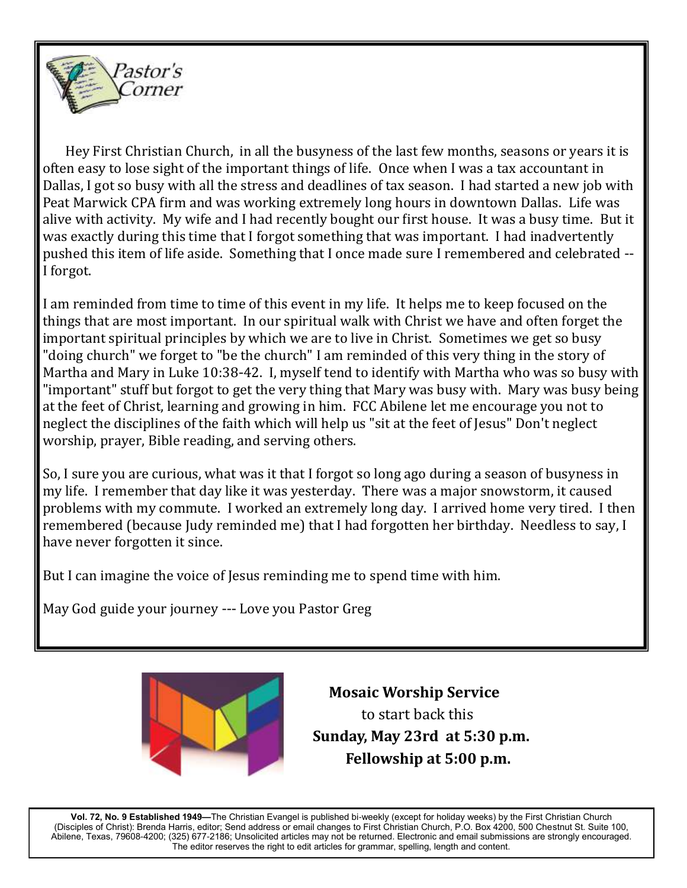## Pastor's Corner

Hey First Christian Church, in all the busyness of the last few months, seasons or years it is often easy to lose sight of the important things of life. Once when I was a tax accountant in Dallas, I got so busy with all the stress and deadlines of tax season. I had started a new job with Peat Marwick CPA firm and was working extremely long hours in downtown Dallas. Life was alive with activity. My wife and I had recently bought our first house. It was a busy time. But it was exactly during this time that I forgot something that was important. I had inadvertently pushed this item of life aside. Something that I once made sure I remembered and celebrated -- I forgot.

I am reminded from time to time of this event in my life. It helps me to keep focused on the things that are most important. In our spiritual walk with Christ we have and often forget the important spiritual principles by which we are to live in Christ. Sometimes we get so busy "doing church" we forget to "be the church" I am reminded of this very thing in the story of Martha and Mary in Luke 10:38-42. I, myself tend to identify with Martha who was so busy with "important" stuff but forgot to get the very thing that Mary was busy with. Mary was busy being at the feet of Christ, learning and growing in him. FCC Abilene let me encourage you not to neglect the disciplines of the faith which will help us "sit at the feet of Jesus" Don't neglect worship, prayer, Bible reading, and serving others.

So, I sure you are curious, what was it that I forgot so long ago during a season of busyness in my life. I remember that day like it was yesterday. There was a major snowstorm, it caused problems with my commute. I worked an extremely long day. I arrived home very tired. I then remembered (because Judy reminded me) that I had forgotten her birthday. Needless to say, I have never forgotten it since.

But I can imagine the voice of Jesus reminding me to spend time with him.

May God guide your journey --- Love you Pastor Greg

**Mosaic Worship Service**
to start back this
**Sunday, May 23rd at 5:30 p.m.**
**Fellowship at 5:00 p.m.**

**Vol. 72, No. 9 Established 1949—**The Christian Evangel is published bi-weekly (except for holiday weeks) by the First Christian Church (Disciples of Christ): Brenda Harris, editor; Send address or email changes to First Christian Church, P.O. Box 4200, 500 Chestnut St. Suite 100, Abilene, Texas, 79608-4200; (325) 677-2186; Unsolicited articles may not be returned. Electronic and email submissions are strongly encouraged. The editor reserves the right to edit articles for grammar, spelling, length and content.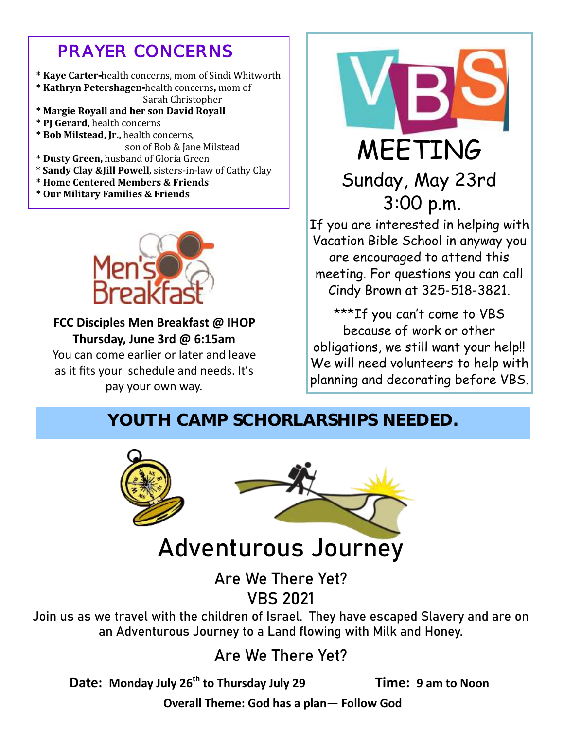## PRAYER CONCERNS

- **Kaye Carter-**health concerns, mom of Sindi Whitworth
- **Kathryn Petershagen-**health concerns**,** mom of Sarah Christopher
- **Margie Royall and her son David Royall**
- **PJ Gerard,** health concerns
- **Bob Milstead, Jr.,** health concerns, son of Bob & Jane Milstead
- **Dusty Green,** husband of Gloria Green
- **Sandy Clay &Jill Powell,** sisters-in-law of Cathy Clay
- **Home Centered Members & Friends**
- **Our Military Families & Friends**

Men's Breakfast

**FCC Disciples Men Breakfast @ IHOP**
**Thursday, June 3rd @ 6:15am**

You can come earlier or later and leave as it fits your schedule and needs. It's pay your own way.

## VBS MEETING

Sunday, May 23rd
3:00 p.m.

If you are interested in helping with Vacation Bible School in anyway you are encouraged to attend this meeting. For questions you can call Cindy Brown at 325-518-3821.

***If you can't come to VBS because of work or other obligations, we still want your help!! We will need volunteers to help with planning and decorating before VBS.

## YOUTH CAMP SCHORLARSHIPS NEEDED.

# Adventurous Journey

### Are We There Yet?
### VBS 2021

Join us as we travel with the children of Israel. They have escaped Slavery and are on an Adventurous Journey to a Land flowing with Milk and Honey.

### Are We There Yet?

**Date: Monday July 26th to Thursday July 29** **Time: 9 am to Noon**

**Overall Theme: God has a plan— Follow God**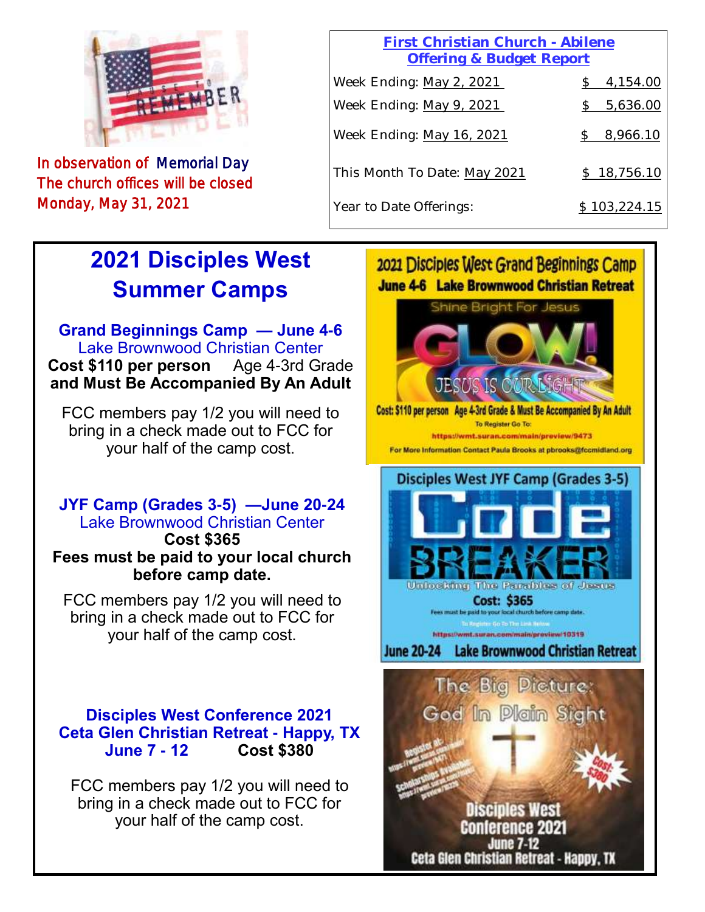In observation of Memorial Day
The church offices will be closed
Monday, May 31, 2021

| **First Christian Church - Abilene Offering & Budget Report** | |
|---|---|
| Week Ending: May 2, 2021 | $ 4,154.00 |
| Week Ending: May 9, 2021 | $ 5,636.00 |
| Week Ending: May 16, 2021 | $ 8,966.10 |
| This Month To Date: May 2021 | $ 18,756.10 |
| Year to Date Offerings: | $ 103,224.15 |

# 2021 Disciples West Summer Camps

**Grand Beginnings Camp — June 4-6**
Lake Brownwood Christian Center
**Cost $110 per person** Age 4-3rd Grade
**and Must Be Accompanied By An Adult**

FCC members pay 1/2 you will need to bring in a check made out to FCC for your half of the camp cost.

**JYF Camp (Grades 3-5) —June 20-24**
Lake Brownwood Christian Center
**Cost $365**
**Fees must be paid to your local church before camp date.**

FCC members pay 1/2 you will need to bring in a check made out to FCC for your half of the camp cost.

**Disciples West Conference 2021**
**Ceta Glen Christian Retreat - Happy, TX**
**June 7 - 12** **Cost $380**

FCC members pay 1/2 you will need to bring in a check made out to FCC for your half of the camp cost.

2021 Disciples West Grand Beginnings Camp
June 4-6 Lake Brownwood Christian Retreat
Shine Bright For Jesus
GLOW! JESUS IS OUR LIGHT
Cost: $110 per person Age 4-3rd Grade & Must Be Accompanied By An Adult
To Register Go To:
https://wmt.suran.com/main/preview/9473
For More Information Contact Paula Brooks at pbrooks@fccmidland.org

Disciples West JYF Camp (Grades 3-5)
Code BREAKER
Unlocking The Parables of Jesus
Cost: $365
Fees must be paid to your local church before camp date.
To Register Go To The Link Below
https://wmt.suran.com/main/preview/10319
June 20-24 Lake Brownwood Christian Retreat

The Big Picture: God In Plain Sight
Cost: $380
Disciples West Conference 2021
June 7-12
Ceta Glen Christian Retreat - Happy, TX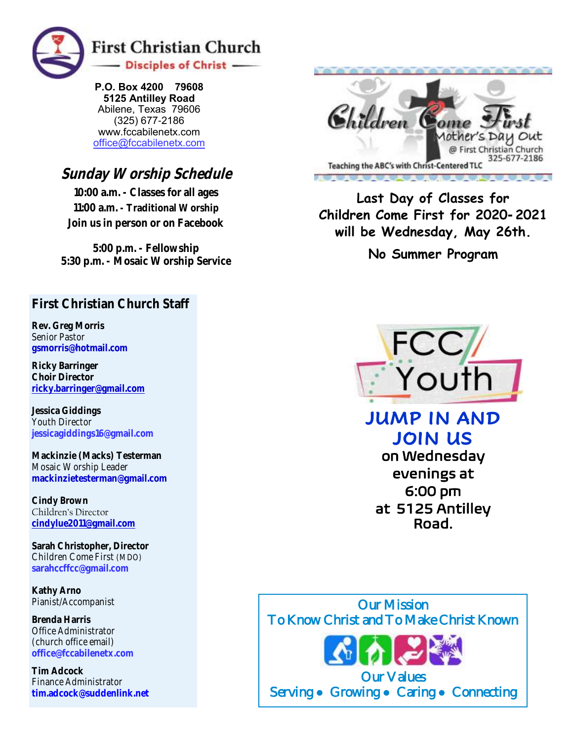# First Christian Church

Disciples of Christ

**P.O. Box 4200 79608**
**5125 Antilley Road**
Abilene, Texas 79606
(325) 677-2186
www.fccabilenetx.com
office@fccabilenetx.com

## *Sunday Worship Schedule*

**10:00 a.m. - Classes for all ages**
**11:00 a.m. - Traditional Worship**
**Join us in person or on Facebook**

**5:00 p.m. - Fellowship**
**5:30 p.m. - Mosaic Worship Service**

## First Christian Church Staff

**Rev. Greg Morris**
Senior Pastor
**gsmorris@hotmail.com**

**Ricky Barringer**
**Choir Director**
**ricky.barringer@gmail.com**

**Jessica Giddings**
Youth Director
**jessicagiddings16@gmail.com**

**Mackinzie (Macks) Testerman**
Mosaic Worship Leader
**mackinzietesterman@gmail.com**

**Cindy Brown**
Children's Director
**cindylue2011@gmail.com**

**Sarah Christopher, Director**
Children Come First (MDO)
**sarahccffcc@gmail.com**

**Kathy Arno**
Pianist/Accompanist

**Brenda Harris**
Office Administrator
(church office email)
**office@fccabilenetx.com**

**Tim Adcock**
Finance Administrator
**tim.adcock@suddenlink.net**

Children Come First
Mother's Day Out
@ First Christian Church
325-677-2186
Teaching the ABC's with Christ-Centered TLC

**Last Day of Classes for Children Come First for 2020-2021 will be Wednesday, May 26th.**

**No Summer Program**

FCC Youth

**JUMP IN AND JOIN US**
**on Wednesday evenings at 6:00 pm at 5125 Antilley Road.**

Our Mission
To Know Christ and To Make Christ Known

Our Values
Serving • Growing • Caring • Connecting